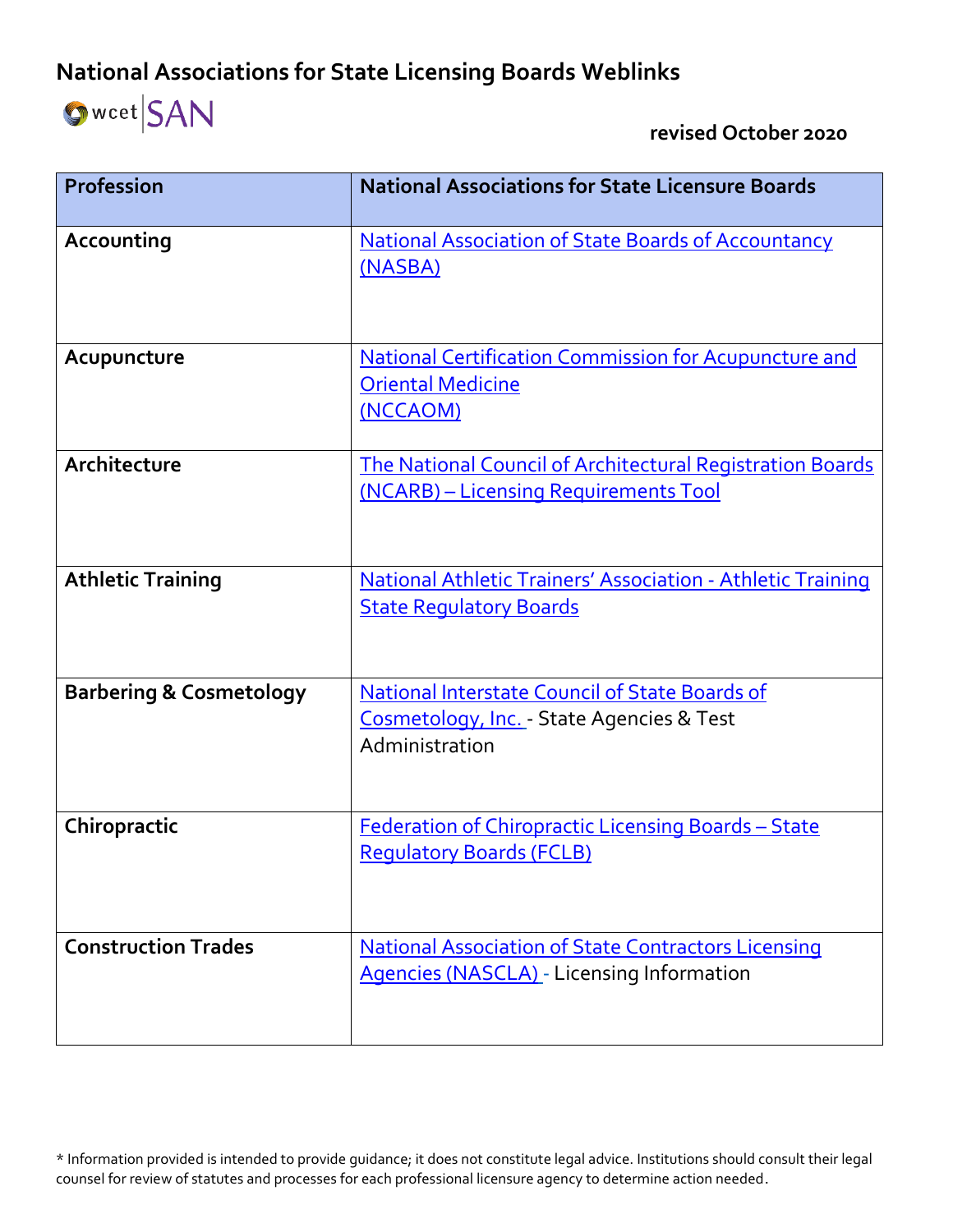# National Associations for State Licensing Boards Weblinks

wcet SAN

**revised October 2020**

| Profession | National Associations for State Licensure Boards |
|---|---|
| **Accounting** | National Association of State Boards of Accountancy (NASBA) |
| **Acupuncture** | National Certification Commission for Acupuncture and Oriental Medicine (NCCAOM) |
| **Architecture** | The National Council of Architectural Registration Boards (NCARB) – Licensing Requirements Tool |
| **Athletic Training** | National Athletic Trainers' Association - Athletic Training State Regulatory Boards |
| **Barbering & Cosmetology** | National Interstate Council of State Boards of Cosmetology, Inc. - State Agencies & Test Administration |
| **Chiropractic** | Federation of Chiropractic Licensing Boards – State Regulatory Boards (FCLB) |
| **Construction Trades** | National Association of State Contractors Licensing Agencies (NASCLA) - Licensing Information |

* Information provided is intended to provide guidance; it does not constitute legal advice. Institutions should consult their legal counsel for review of statutes and processes for each professional licensure agency to determine action needed.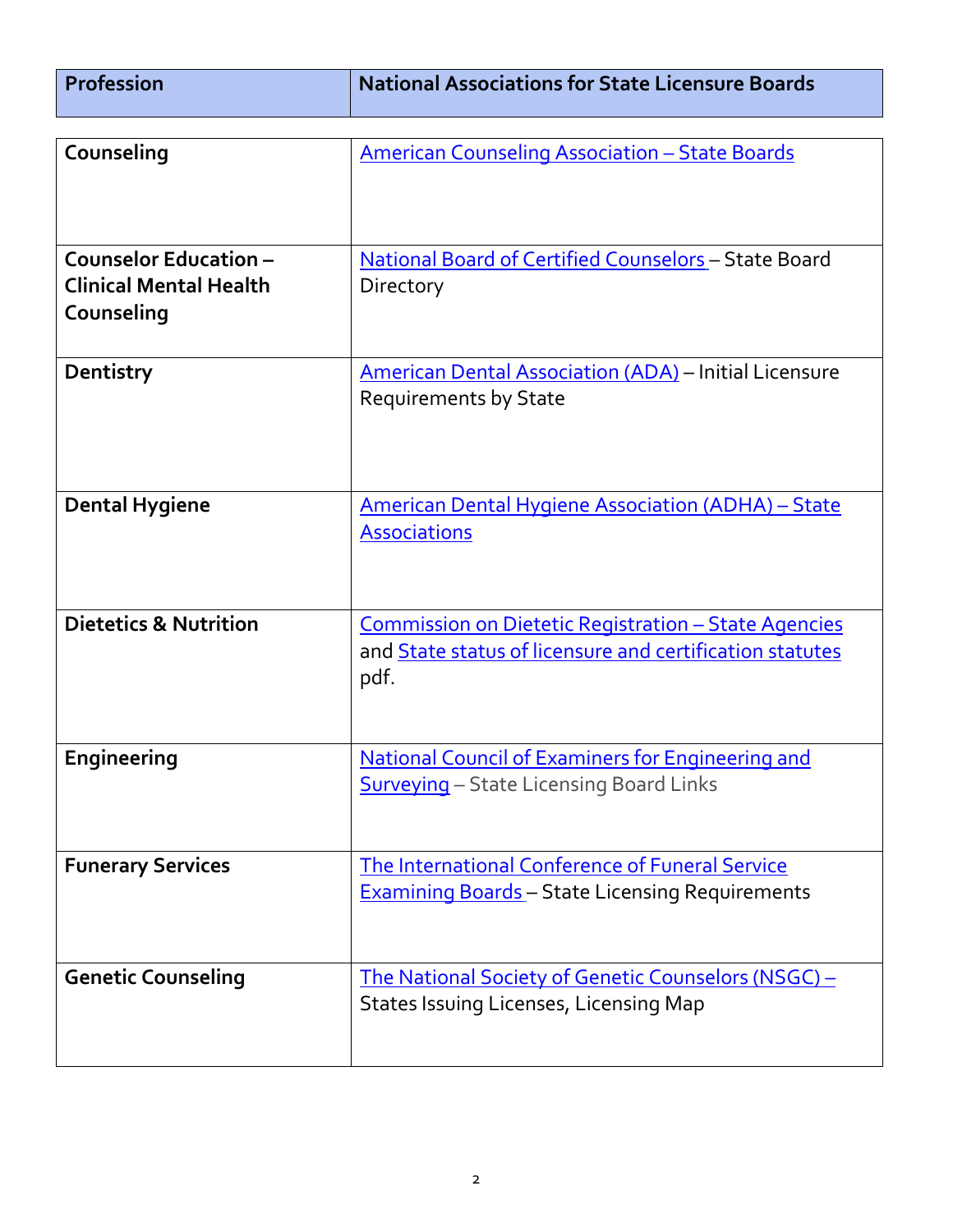| Profession | National Associations for State Licensure Boards |
|---|---|
| **Counseling** | American Counseling Association – State Boards |
| **Counselor Education – Clinical Mental Health Counseling** | National Board of Certified Counselors – State Board Directory |
| **Dentistry** | American Dental Association (ADA) – Initial Licensure Requirements by State |
| **Dental Hygiene** | American Dental Hygiene Association (ADHA) – State Associations |
| **Dietetics & Nutrition** | Commission on Dietetic Registration – State Agencies and State status of licensure and certification statutes pdf. |
| **Engineering** | National Council of Examiners for Engineering and Surveying – State Licensing Board Links |
| **Funerary Services** | The International Conference of Funeral Service Examining Boards – State Licensing Requirements |
| **Genetic Counseling** | The National Society of Genetic Counselors (NSGC) – States Issuing Licenses, Licensing Map |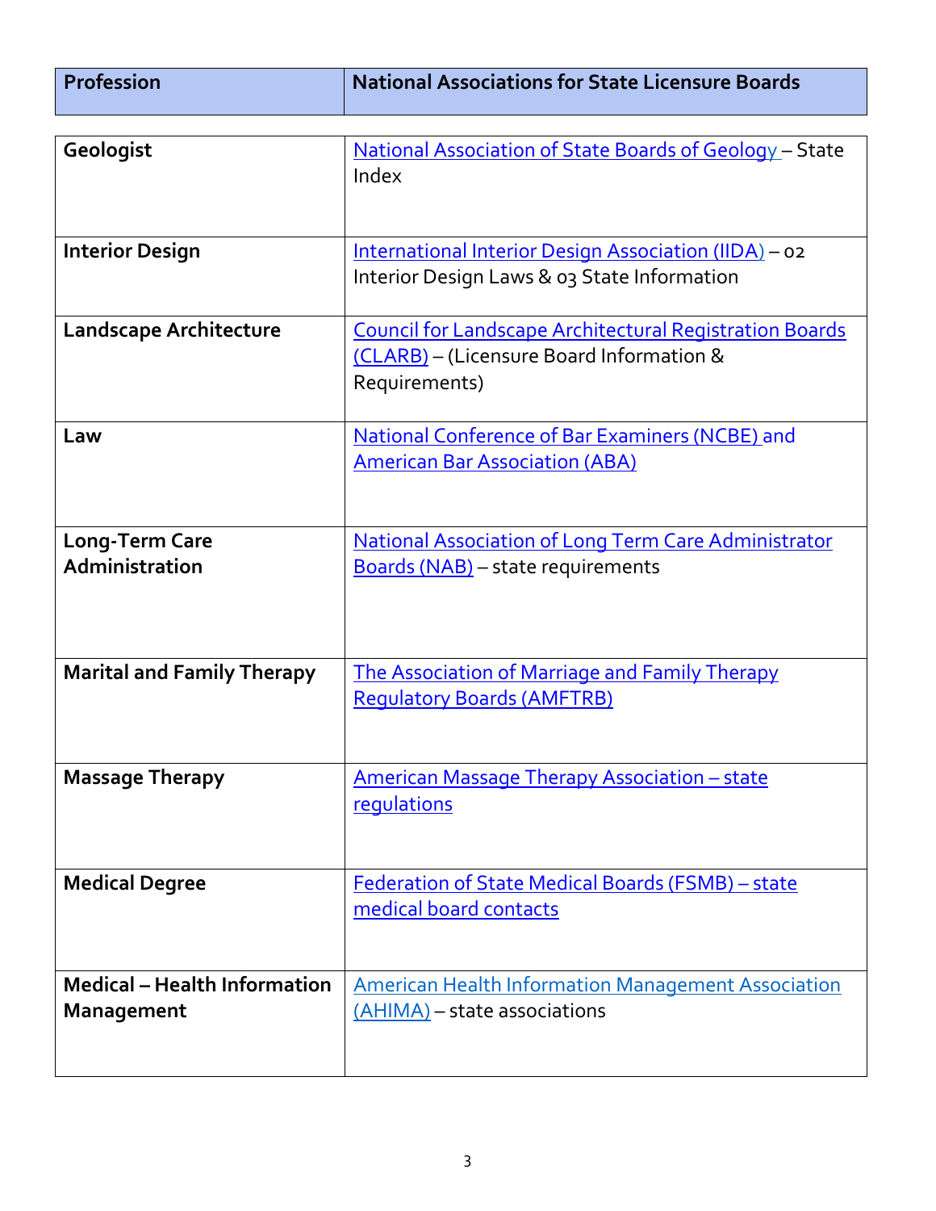| Profession | National Associations for State Licensure Boards |
|---|---|
| **Geologist** | National Association of State Boards of Geology – State Index |
| **Interior Design** | International Interior Design Association (IIDA) – 02 Interior Design Laws & 03 State Information |
| **Landscape Architecture** | Council for Landscape Architectural Registration Boards (CLARB) – (Licensure Board Information & Requirements) |
| **Law** | National Conference of Bar Examiners (NCBE) and American Bar Association (ABA) |
| **Long-Term Care Administration** | National Association of Long Term Care Administrator Boards (NAB) – state requirements |
| **Marital and Family Therapy** | The Association of Marriage and Family Therapy Regulatory Boards (AMFTRB) |
| **Massage Therapy** | American Massage Therapy Association – state regulations |
| **Medical Degree** | Federation of State Medical Boards (FSMB) – state medical board contacts |
| **Medical – Health Information Management** | American Health Information Management Association (AHIMA) – state associations |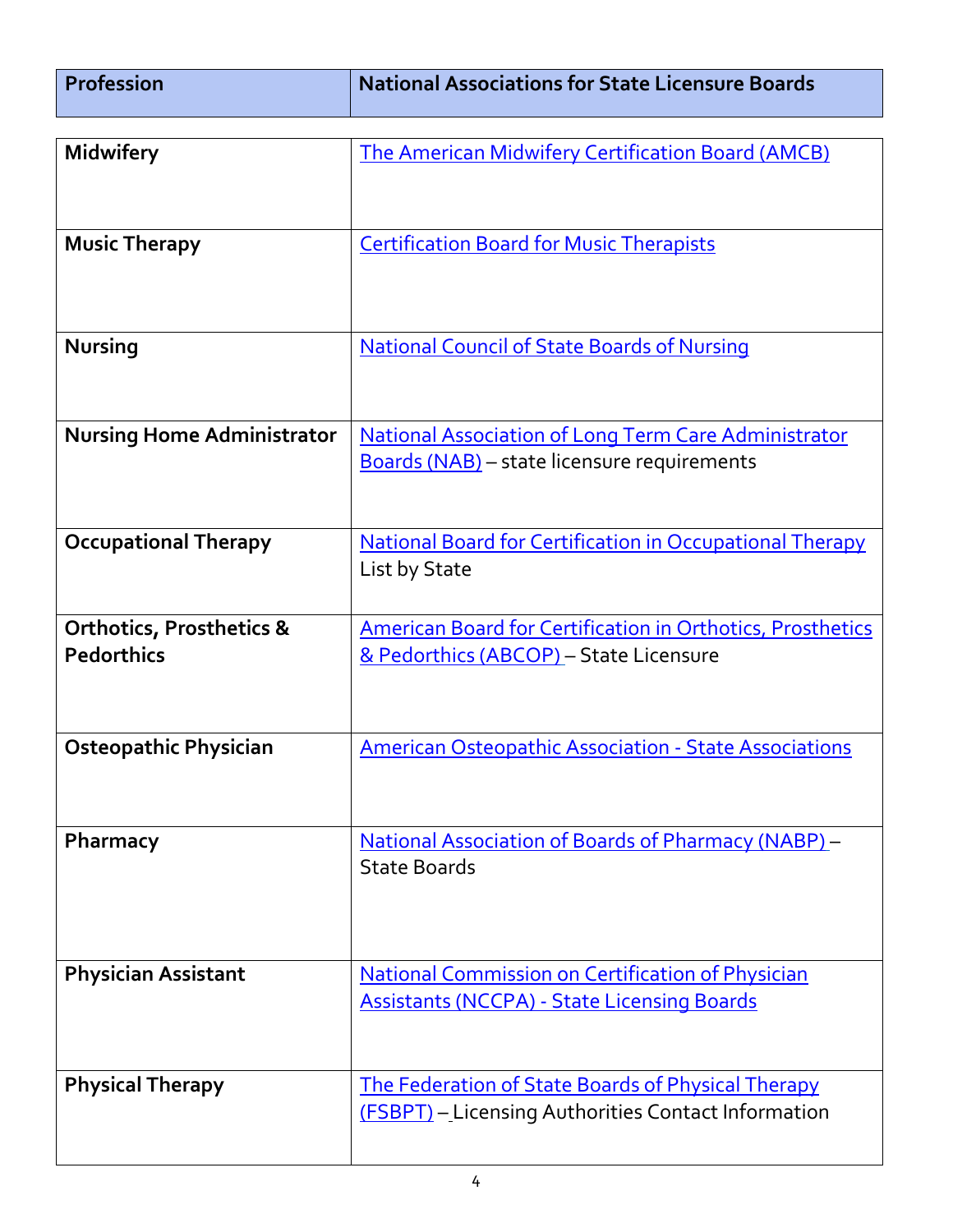| Profession | National Associations for State Licensure Boards |
|---|---|
| **Midwifery** | The American Midwifery Certification Board (AMCB) |
| **Music Therapy** | Certification Board for Music Therapists |
| **Nursing** | National Council of State Boards of Nursing |
| **Nursing Home Administrator** | National Association of Long Term Care Administrator Boards (NAB) – state licensure requirements |
| **Occupational Therapy** | National Board for Certification in Occupational Therapy List by State |
| **Orthotics, Prosthetics & Pedorthics** | American Board for Certification in Orthotics, Prosthetics & Pedorthics (ABCOP) – State Licensure |
| **Osteopathic Physician** | American Osteopathic Association - State Associations |
| **Pharmacy** | National Association of Boards of Pharmacy (NABP) – State Boards |
| **Physician Assistant** | National Commission on Certification of Physician Assistants (NCCPA) - State Licensing Boards |
| **Physical Therapy** | The Federation of State Boards of Physical Therapy (FSBPT) – Licensing Authorities Contact Information |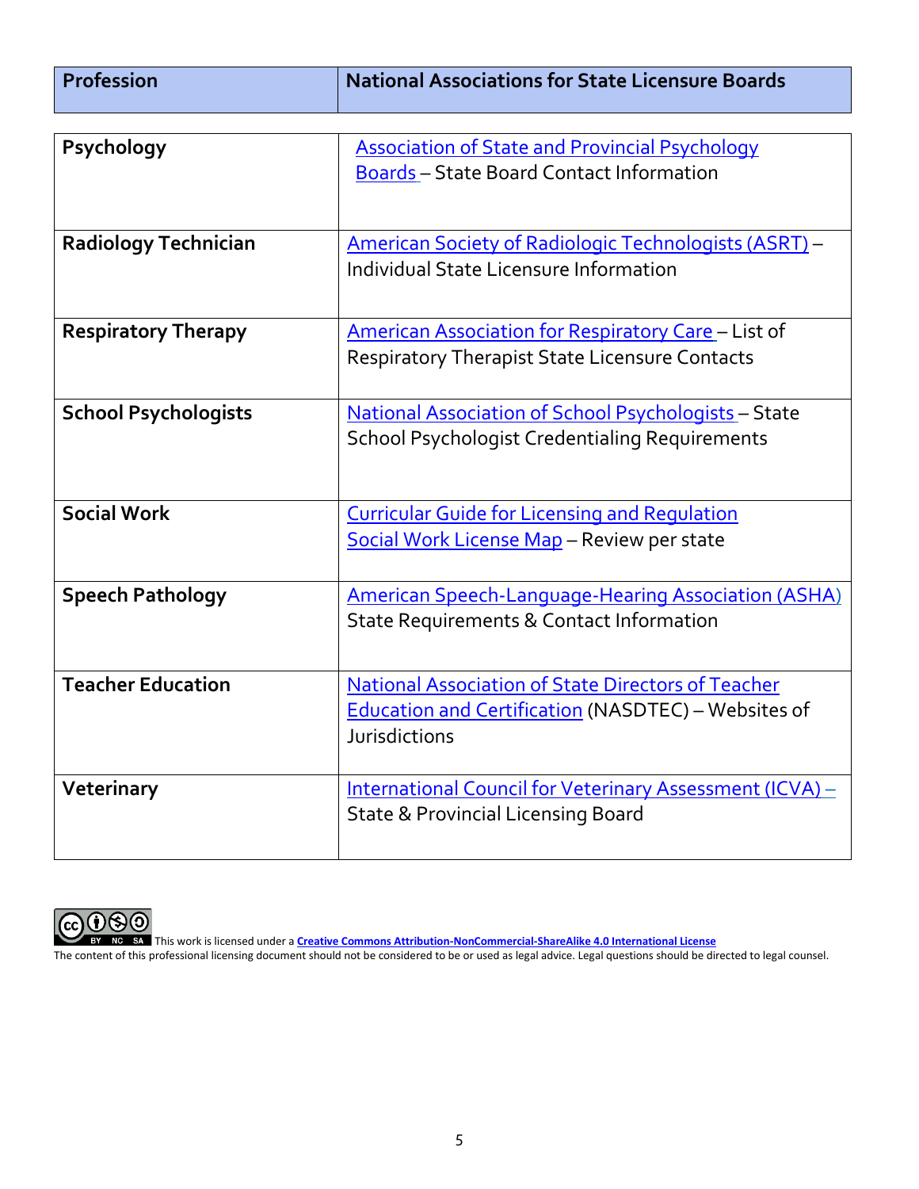| Profession | National Associations for State Licensure Boards |
|---|---|
| Psychology | Association of State and Provincial Psychology Boards – State Board Contact Information |
| Radiology Technician | American Society of Radiologic Technologists (ASRT) – Individual State Licensure Information |
| Respiratory Therapy | American Association for Respiratory Care – List of Respiratory Therapist State Licensure Contacts |
| School Psychologists | National Association of School Psychologists – State School Psychologist Credentialing Requirements |
| Social Work | Curricular Guide for Licensing and Regulation<br>Social Work License Map – Review per state |
| Speech Pathology | American Speech-Language-Hearing Association (ASHA) State Requirements & Contact Information |
| Teacher Education | National Association of State Directors of Teacher Education and Certification (NASDTEC) – Websites of Jurisdictions |
| Veterinary | International Council for Veterinary Assessment (ICVA) – State & Provincial Licensing Board |

This work is licensed under a **Creative Commons Attribution-NonCommercial-ShareAlike 4.0 International License**

The content of this professional licensing document should not be considered to be or used as legal advice. Legal questions should be directed to legal counsel.